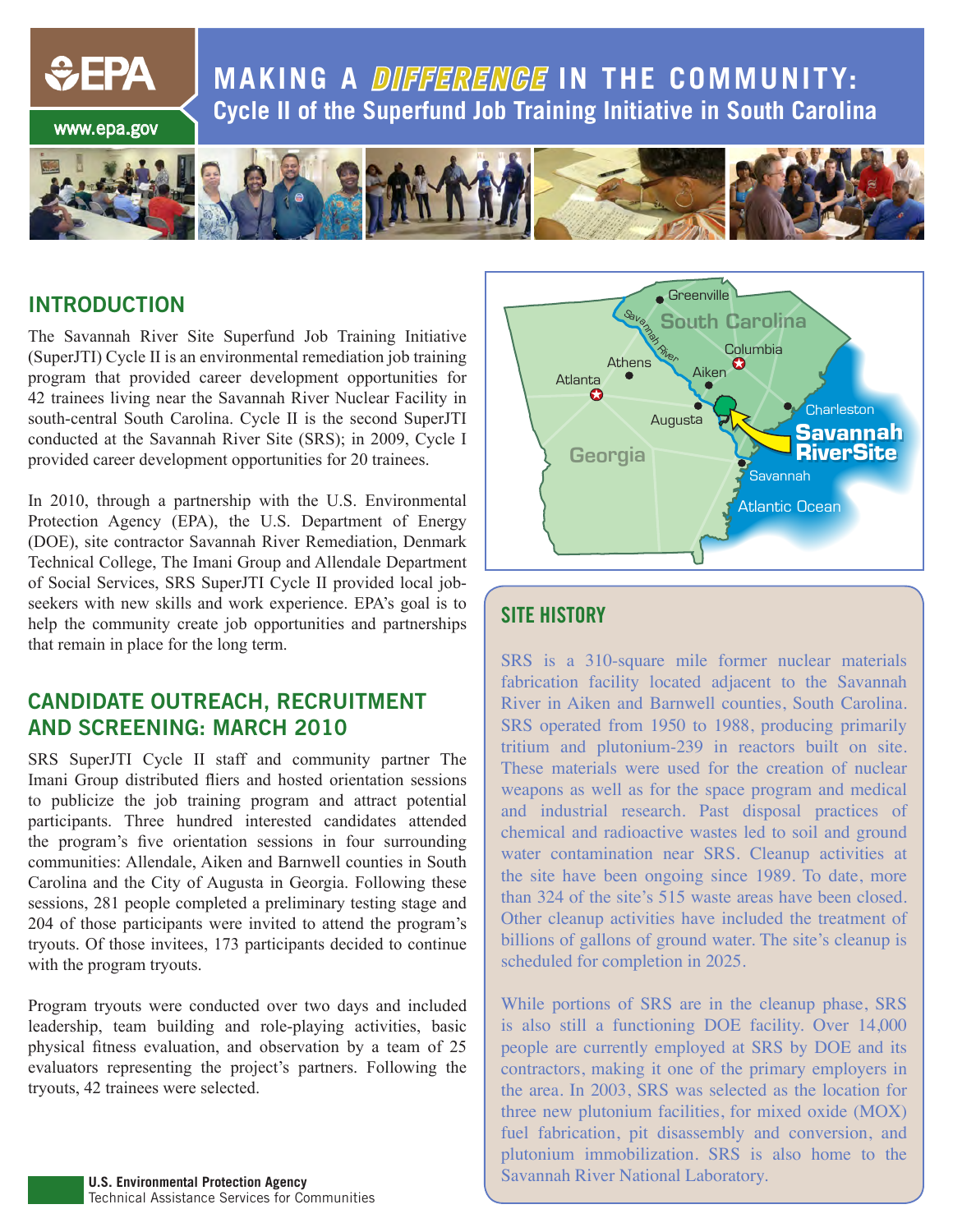# MAKING A *DIFFERENCE* IN THE COMMUNITY:

## Cycle II of the Superfund Job Training Initiative in South Carolina

## INTRODUCTION

The Savannah River Site Superfund Job Training Initiative (SuperJTI) Cycle II is an environmental remediation job training program that provided career development opportunities for 42 trainees living near the Savannah River Nuclear Facility in south-central South Carolina. Cycle II is the second SuperJTI conducted at the Savannah River Site (SRS); in 2009, Cycle I provided career development opportunities for 20 trainees.

In 2010, through a partnership with the U.S. Environmental Protection Agency (EPA), the U.S. Department of Energy (DOE), site contractor Savannah River Remediation, Denmark Technical College, The Imani Group and Allendale Department of Social Services, SRS SuperJTI Cycle II provided local job-seekers with new skills and work experience. EPA's goal is to help the community create job opportunities and partnerships that remain in place for the long term.

## CANDIDATE OUTREACH, RECRUITMENT AND SCREENING: MARCH 2010

SRS SuperJTI Cycle II staff and community partner The Imani Group distributed fliers and hosted orientation sessions to publicize the job training program and attract potential participants. Three hundred interested candidates attended the program's five orientation sessions in four surrounding communities: Allendale, Aiken and Barnwell counties in South Carolina and the City of Augusta in Georgia. Following these sessions, 281 people completed a preliminary testing stage and 204 of those participants were invited to attend the program's tryouts. Of those invitees, 173 participants decided to continue with the program tryouts.

Program tryouts were conducted over two days and included leadership, team building and role-playing activities, basic physical fitness evaluation, and observation by a team of 25 evaluators representing the project's partners. Following the tryouts, 42 trainees were selected.

## SITE HISTORY

SRS is a 310-square mile former nuclear materials fabrication facility located adjacent to the Savannah River in Aiken and Barnwell counties, South Carolina. SRS operated from 1950 to 1988, producing primarily tritium and plutonium-239 in reactors built on site. These materials were used for the creation of nuclear weapons as well as for the space program and medical and industrial research. Past disposal practices of chemical and radioactive wastes led to soil and ground water contamination near SRS. Cleanup activities at the site have been ongoing since 1989. To date, more than 324 of the site's 515 waste areas have been closed. Other cleanup activities have included the treatment of billions of gallons of ground water. The site's cleanup is scheduled for completion in 2025.

While portions of SRS are in the cleanup phase, SRS is also still a functioning DOE facility. Over 14,000 people are currently employed at SRS by DOE and its contractors, making it one of the primary employers in the area. In 2003, SRS was selected as the location for three new plutonium facilities, for mixed oxide (MOX) fuel fabrication, pit disassembly and conversion, and plutonium immobilization. SRS is also home to the Savannah River National Laboratory.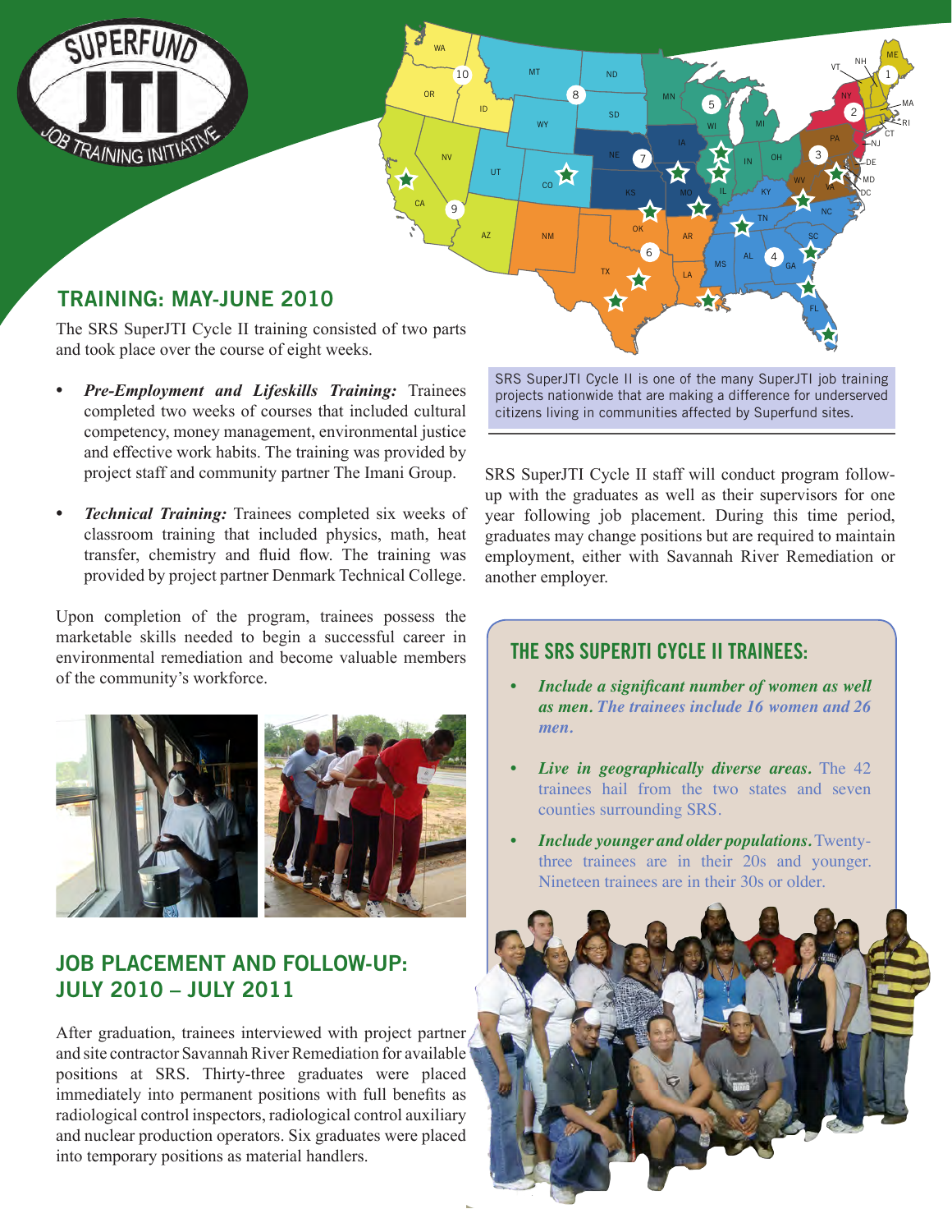## TRAINING: MAY-JUNE 2010

The SRS SuperJTI Cycle II training consisted of two parts and took place over the course of eight weeks.

- ***Pre-Employment and Lifeskills Training:*** Trainees completed two weeks of courses that included cultural competency, money management, environmental justice and effective work habits. The training was provided by project staff and community partner The Imani Group.
- ***Technical Training:*** Trainees completed six weeks of classroom training that included physics, math, heat transfer, chemistry and fluid flow. The training was provided by project partner Denmark Technical College.

Upon completion of the program, trainees possess the marketable skills needed to begin a successful career in environmental remediation and become valuable members of the community's workforce.

## JOB PLACEMENT AND FOLLOW-UP: JULY 2010 – JULY 2011

After graduation, trainees interviewed with project partner and site contractor Savannah River Remediation for available positions at SRS. Thirty-three graduates were placed immediately into permanent positions with full benefits as radiological control inspectors, radiological control auxiliary and nuclear production operators. Six graduates were placed into temporary positions as material handlers.

SRS SuperJTI Cycle II is one of the many SuperJTI job training projects nationwide that are making a difference for underserved citizens living in communities affected by Superfund sites.

SRS SuperJTI Cycle II staff will conduct program follow-up with the graduates as well as their supervisors for one year following job placement. During this time period, graduates may change positions but are required to maintain employment, either with Savannah River Remediation or another employer.

### THE SRS SUPERJTI CYCLE II TRAINEES:

- ***Include a significant number of women as well as men.*** ***The trainees include 16 women and 26 men.***
- ***Live in geographically diverse areas.*** The 42 trainees hail from the two states and seven counties surrounding SRS.
- ***Include younger and older populations.*** Twenty-three trainees are in their 20s and younger. Nineteen trainees are in their 30s or older.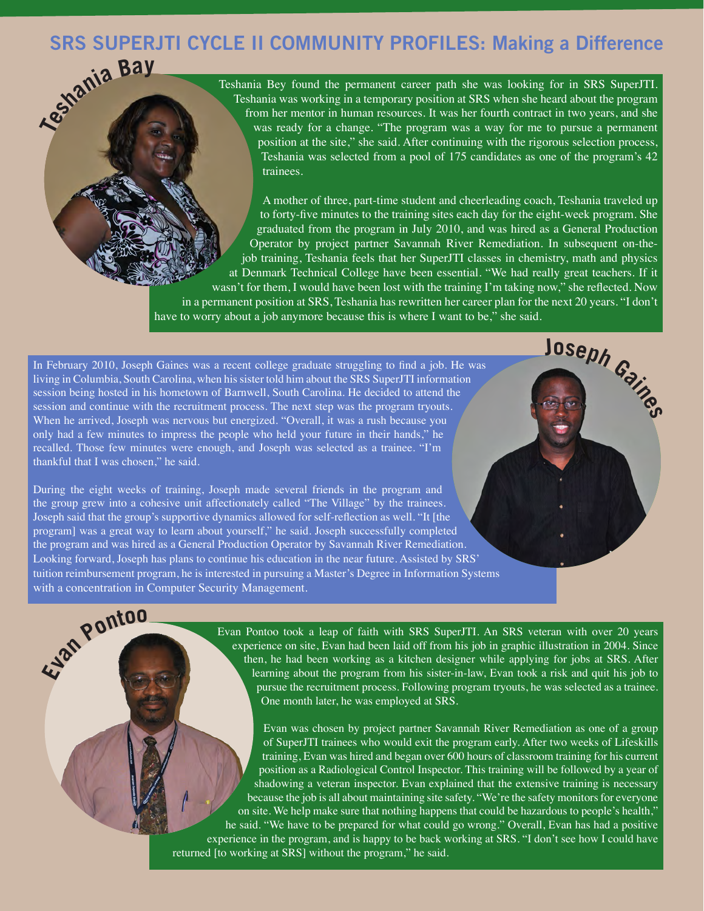# SRS SUPERJTI CYCLE II COMMUNITY PROFILES: Making a Difference

## Teshania Bay

Teshania Bey found the permanent career path she was looking for in SRS SuperJTI. Teshania was working in a temporary position at SRS when she heard about the program from her mentor in human resources. It was her fourth contract in two years, and she was ready for a change. "The program was a way for me to pursue a permanent position at the site," she said. After continuing with the rigorous selection process, Teshania was selected from a pool of 175 candidates as one of the program's 42 trainees.

A mother of three, part-time student and cheerleading coach, Teshania traveled up to forty-five minutes to the training sites each day for the eight-week program. She graduated from the program in July 2010, and was hired as a General Production Operator by project partner Savannah River Remediation. In subsequent on-the-job training, Teshania feels that her SuperJTI classes in chemistry, math and physics at Denmark Technical College have been essential. "We had really great teachers. If it wasn't for them, I would have been lost with the training I'm taking now," she reflected. Now in a permanent position at SRS, Teshania has rewritten her career plan for the next 20 years. "I don't have to worry about a job anymore because this is where I want to be," she said.

## Joseph Gaines

In February 2010, Joseph Gaines was a recent college graduate struggling to find a job. He was living in Columbia, South Carolina, when his sister told him about the SRS SuperJTI information session being hosted in his hometown of Barnwell, South Carolina. He decided to attend the session and continue with the recruitment process. The next step was the program tryouts. When he arrived, Joseph was nervous but energized. "Overall, it was a rush because you only had a few minutes to impress the people who held your future in their hands," he recalled. Those few minutes were enough, and Joseph was selected as a trainee. "I'm thankful that I was chosen," he said.

During the eight weeks of training, Joseph made several friends in the program and the group grew into a cohesive unit affectionately called "The Village" by the trainees. Joseph said that the group's supportive dynamics allowed for self-reflection as well. "It [the program] was a great way to learn about yourself," he said. Joseph successfully completed the program and was hired as a General Production Operator by Savannah River Remediation. Looking forward, Joseph has plans to continue his education in the near future. Assisted by SRS' tuition reimbursement program, he is interested in pursuing a Master's Degree in Information Systems with a concentration in Computer Security Management.

## Evan Pontoo

Evan Pontoo took a leap of faith with SRS SuperJTI. An SRS veteran with over 20 years experience on site, Evan had been laid off from his job in graphic illustration in 2004. Since then, he had been working as a kitchen designer while applying for jobs at SRS. After learning about the program from his sister-in-law, Evan took a risk and quit his job to pursue the recruitment process. Following program tryouts, he was selected as a trainee. One month later, he was employed at SRS.

Evan was chosen by project partner Savannah River Remediation as one of a group of SuperJTI trainees who would exit the program early. After two weeks of Lifeskills training, Evan was hired and began over 600 hours of classroom training for his current position as a Radiological Control Inspector. This training will be followed by a year of shadowing a veteran inspector. Evan explained that the extensive training is necessary because the job is all about maintaining site safety. "We're the safety monitors for everyone on site. We help make sure that nothing happens that could be hazardous to people's health," he said. "We have to be prepared for what could go wrong." Overall, Evan has had a positive experience in the program, and is happy to be back working at SRS. "I don't see how I could have returned [to working at SRS] without the program," he said.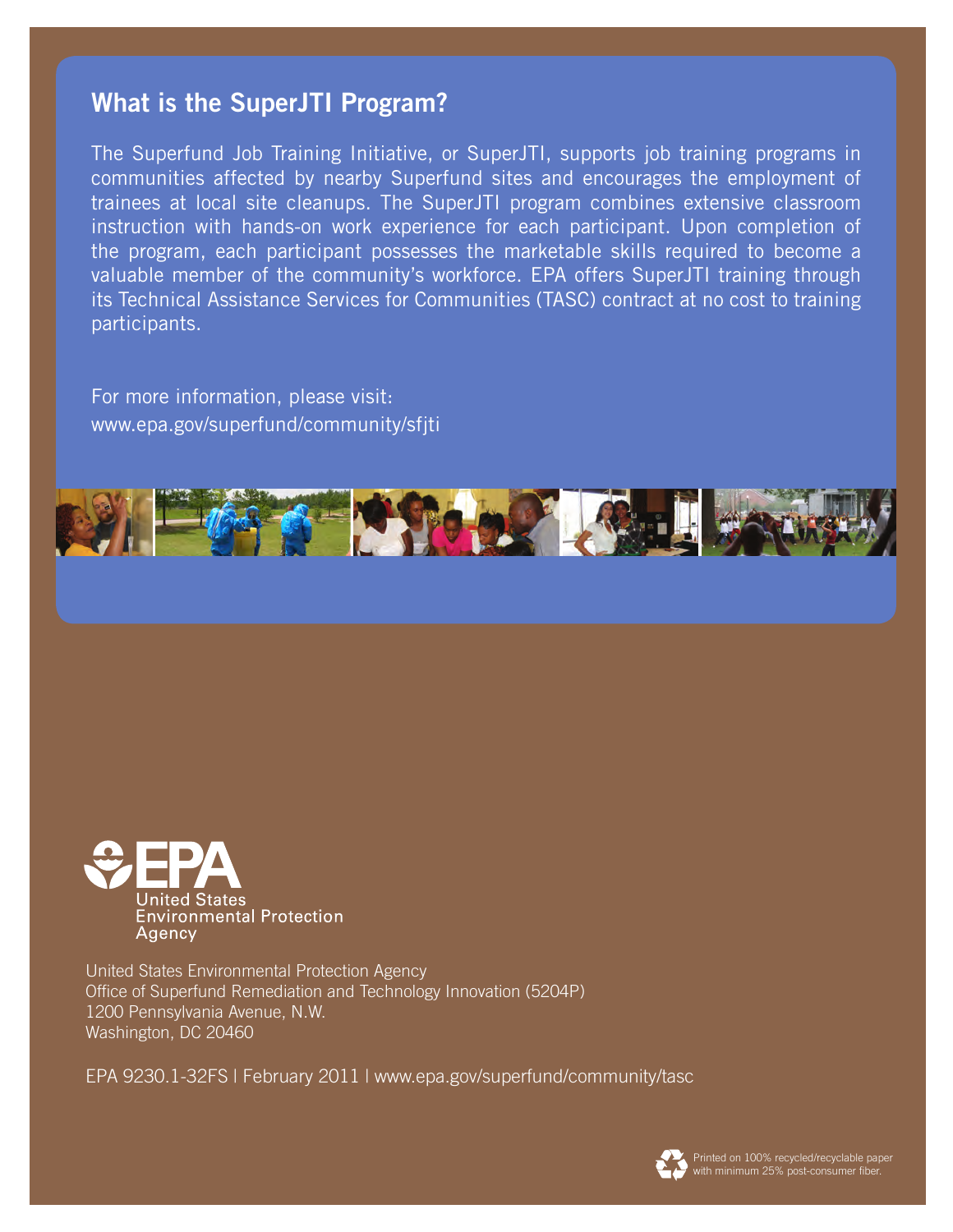## What is the SuperJTI Program?

The Superfund Job Training Initiative, or SuperJTI, supports job training programs in communities affected by nearby Superfund sites and encourages the employment of trainees at local site cleanups. The SuperJTI program combines extensive classroom instruction with hands-on work experience for each participant. Upon completion of the program, each participant possesses the marketable skills required to become a valuable member of the community's workforce. EPA offers SuperJTI training through its Technical Assistance Services for Communities (TASC) contract at no cost to training participants.

For more information, please visit:
www.epa.gov/superfund/community/sfjti

EPA
United States
Environmental Protection
Agency

United States Environmental Protection Agency
Office of Superfund Remediation and Technology Innovation (5204P)
1200 Pennsylvania Avenue, N.W.
Washington, DC 20460

EPA 9230.1-32FS | February 2011 | www.epa.gov/superfund/community/tasc

Printed on 100% recycled/recyclable paper with minimum 25% post-consumer fiber.